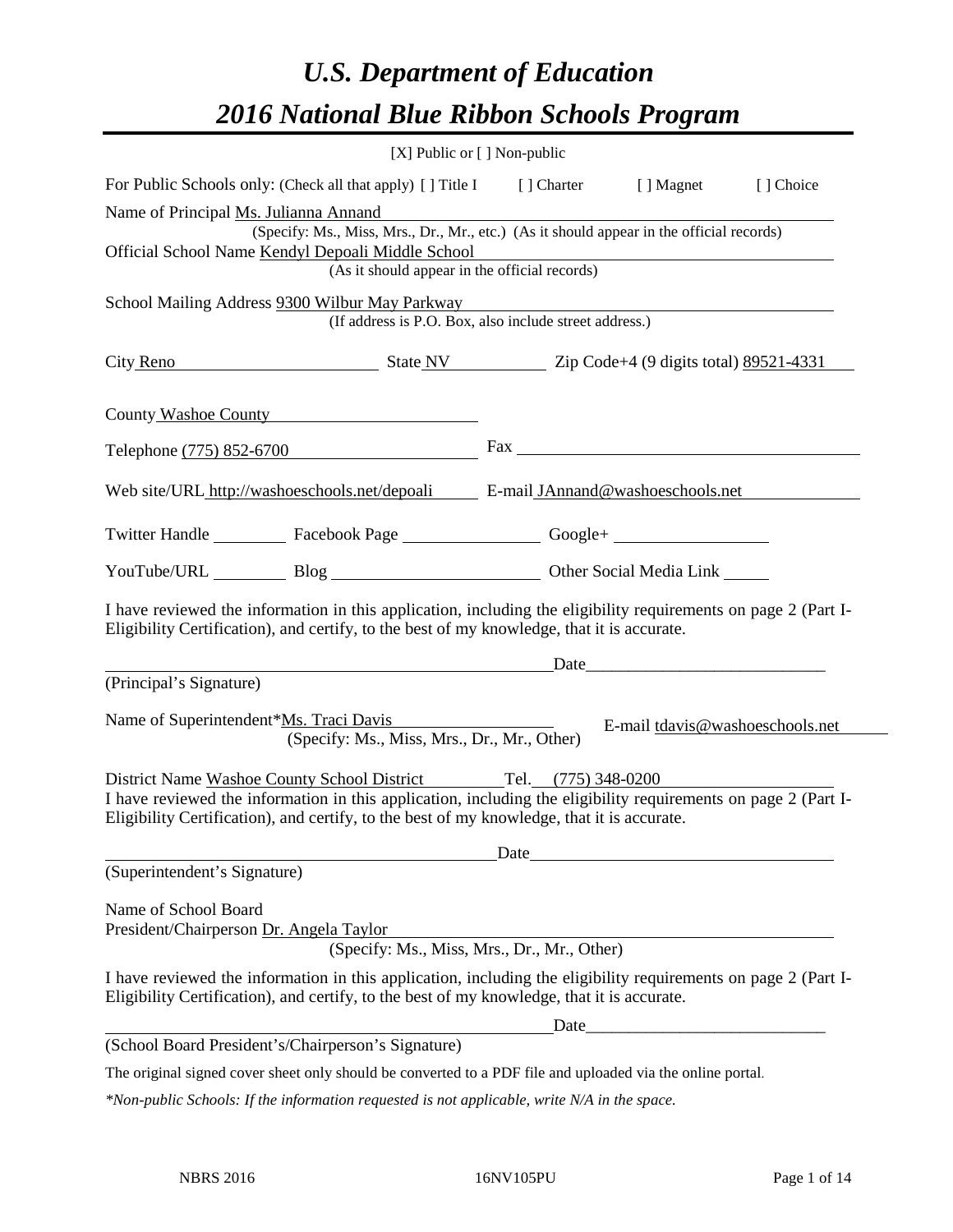# *U.S. Department of Education*

# *2016 National Blue Ribbon Schools Program*

[X] Public or [ ] Non-public

For Public Schools only: (Check all that apply) [ ] Title I [ ] Charter [ ] Magnet [ ] Choice

Name of Principal Ms. Julianna Annand
(Specify: Ms., Miss, Mrs., Dr., Mr., etc.) (As it should appear in the official records)

Official School Name Kendyl Depoali Middle School
(As it should appear in the official records)

School Mailing Address 9300 Wilbur May Parkway
(If address is P.O. Box, also include street address.)

City Reno State NV Zip Code+4 (9 digits total) 89521-4331

County Washoe County

Telephone (775) 852-6700 Fax

Web site/URL http://washoeschools.net/depoali E-mail JAnnand@washoeschools.net

Twitter Handle Facebook Page Google+

YouTube/URL Blog Other Social Media Link

I have reviewed the information in this application, including the eligibility requirements on page 2 (Part I-Eligibility Certification), and certify, to the best of my knowledge, that it is accurate.

_______________________________________ Date_____________________________
(Principal's Signature)

Name of Superintendent*Ms. Traci Davis E-mail tdavis@washoeschools.net
(Specify: Ms., Miss, Mrs., Dr., Mr., Other)

District Name Washoe County School District Tel. (775) 348-0200

I have reviewed the information in this application, including the eligibility requirements on page 2 (Part I-Eligibility Certification), and certify, to the best of my knowledge, that it is accurate.

_______________________________________ Date_____________________________
(Superintendent's Signature)

Name of School Board
President/Chairperson Dr. Angela Taylor
(Specify: Ms., Miss, Mrs., Dr., Mr., Other)

I have reviewed the information in this application, including the eligibility requirements on page 2 (Part I-Eligibility Certification), and certify, to the best of my knowledge, that it is accurate.

_______________________________________ Date_____________________________
(School Board President's/Chairperson's Signature)

The original signed cover sheet only should be converted to a PDF file and uploaded via the online portal.

*\*Non-public Schools: If the information requested is not applicable, write N/A in the space.*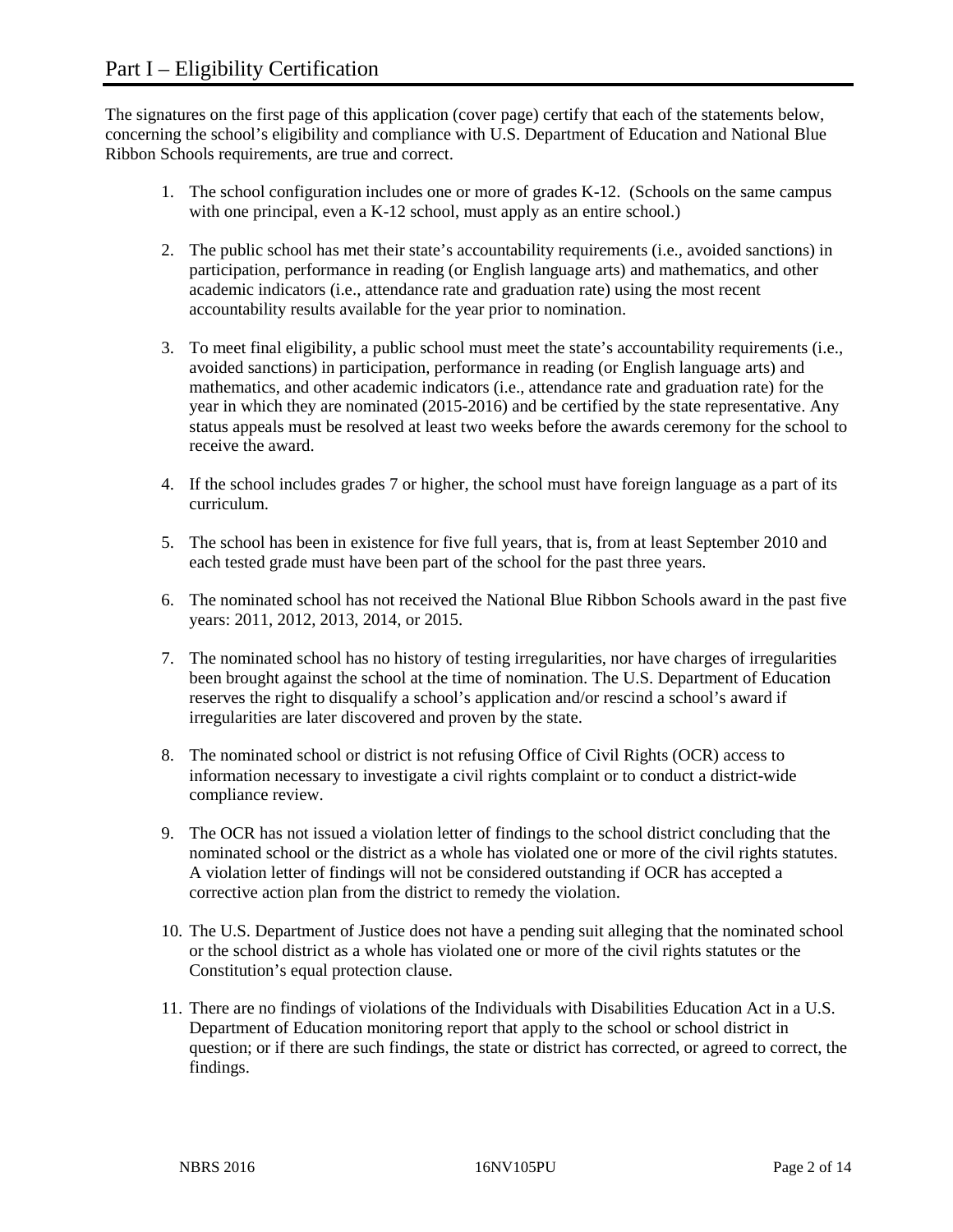# Part I – Eligibility Certification

The signatures on the first page of this application (cover page) certify that each of the statements below, concerning the school's eligibility and compliance with U.S. Department of Education and National Blue Ribbon Schools requirements, are true and correct.

1. The school configuration includes one or more of grades K-12. (Schools on the same campus with one principal, even a K-12 school, must apply as an entire school.)
2. The public school has met their state's accountability requirements (i.e., avoided sanctions) in participation, performance in reading (or English language arts) and mathematics, and other academic indicators (i.e., attendance rate and graduation rate) using the most recent accountability results available for the year prior to nomination.
3. To meet final eligibility, a public school must meet the state's accountability requirements (i.e., avoided sanctions) in participation, performance in reading (or English language arts) and mathematics, and other academic indicators (i.e., attendance rate and graduation rate) for the year in which they are nominated (2015-2016) and be certified by the state representative. Any status appeals must be resolved at least two weeks before the awards ceremony for the school to receive the award.
4. If the school includes grades 7 or higher, the school must have foreign language as a part of its curriculum.
5. The school has been in existence for five full years, that is, from at least September 2010 and each tested grade must have been part of the school for the past three years.
6. The nominated school has not received the National Blue Ribbon Schools award in the past five years: 2011, 2012, 2013, 2014, or 2015.
7. The nominated school has no history of testing irregularities, nor have charges of irregularities been brought against the school at the time of nomination. The U.S. Department of Education reserves the right to disqualify a school's application and/or rescind a school's award if irregularities are later discovered and proven by the state.
8. The nominated school or district is not refusing Office of Civil Rights (OCR) access to information necessary to investigate a civil rights complaint or to conduct a district-wide compliance review.
9. The OCR has not issued a violation letter of findings to the school district concluding that the nominated school or the district as a whole has violated one or more of the civil rights statutes. A violation letter of findings will not be considered outstanding if OCR has accepted a corrective action plan from the district to remedy the violation.
10. The U.S. Department of Justice does not have a pending suit alleging that the nominated school or the school district as a whole has violated one or more of the civil rights statutes or the Constitution's equal protection clause.
11. There are no findings of violations of the Individuals with Disabilities Education Act in a U.S. Department of Education monitoring report that apply to the school or school district in question; or if there are such findings, the state or district has corrected, or agreed to correct, the findings.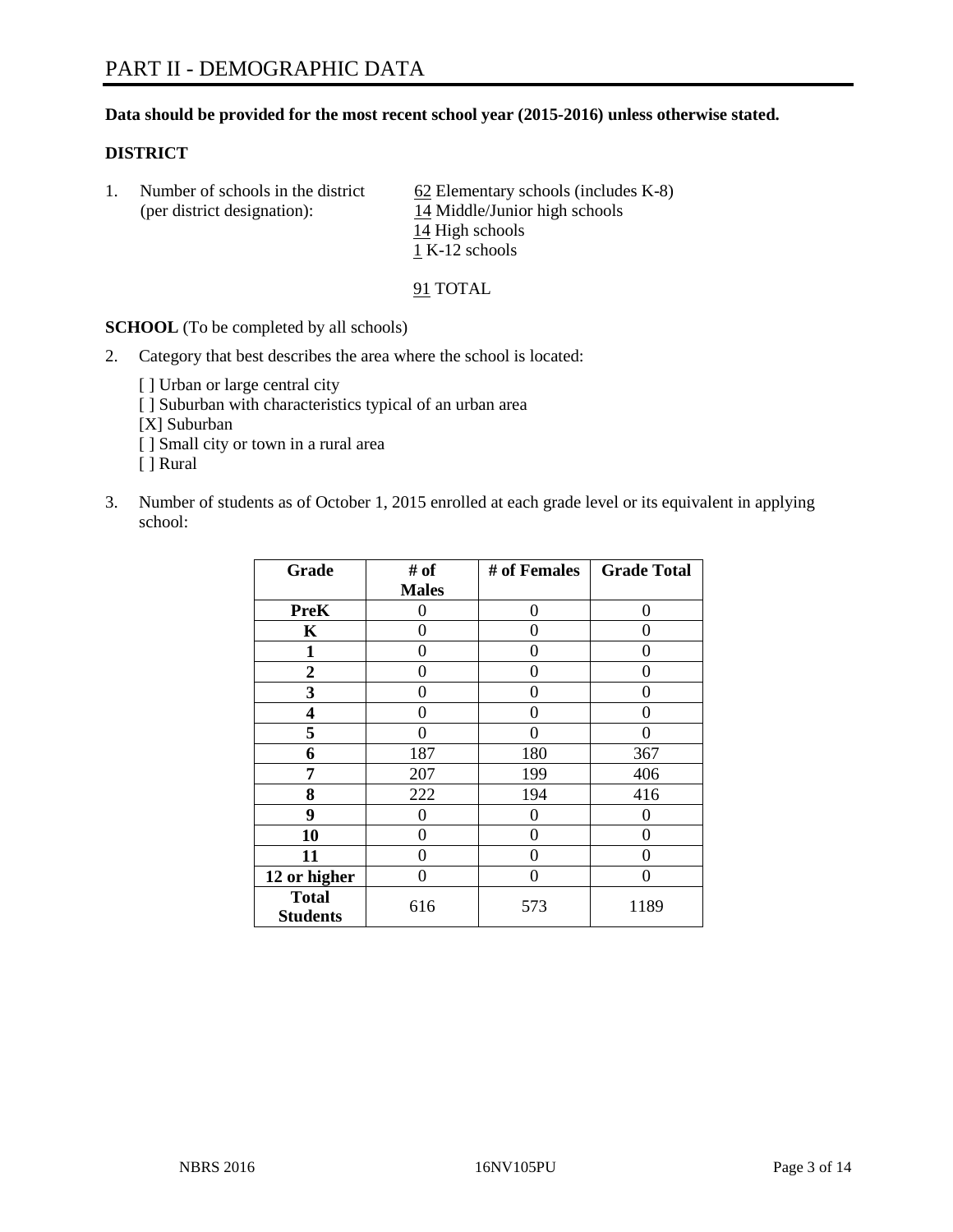# PART II - DEMOGRAPHIC DATA

**Data should be provided for the most recent school year (2015-2016) unless otherwise stated.**

**DISTRICT**

1. Number of schools in the district (per district designation):
   62 Elementary schools (includes K-8)
   14 Middle/Junior high schools
   14 High schools
   1 K-12 schools

   91 TOTAL

**SCHOOL** (To be completed by all schools)

2. Category that best describes the area where the school is located:

   [ ] Urban or large central city
   [ ] Suburban with characteristics typical of an urban area
   [X] Suburban
   [ ] Small city or town in a rural area
   [ ] Rural

3. Number of students as of October 1, 2015 enrolled at each grade level or its equivalent in applying school:

| Grade | # of Males | # of Females | Grade Total |
|---|---|---|---|
| **PreK** | 0 | 0 | 0 |
| **K** | 0 | 0 | 0 |
| **1** | 0 | 0 | 0 |
| **2** | 0 | 0 | 0 |
| **3** | 0 | 0 | 0 |
| **4** | 0 | 0 | 0 |
| **5** | 0 | 0 | 0 |
| **6** | 187 | 180 | 367 |
| **7** | 207 | 199 | 406 |
| **8** | 222 | 194 | 416 |
| **9** | 0 | 0 | 0 |
| **10** | 0 | 0 | 0 |
| **11** | 0 | 0 | 0 |
| **12 or higher** | 0 | 0 | 0 |
| **Total Students** | 616 | 573 | 1189 |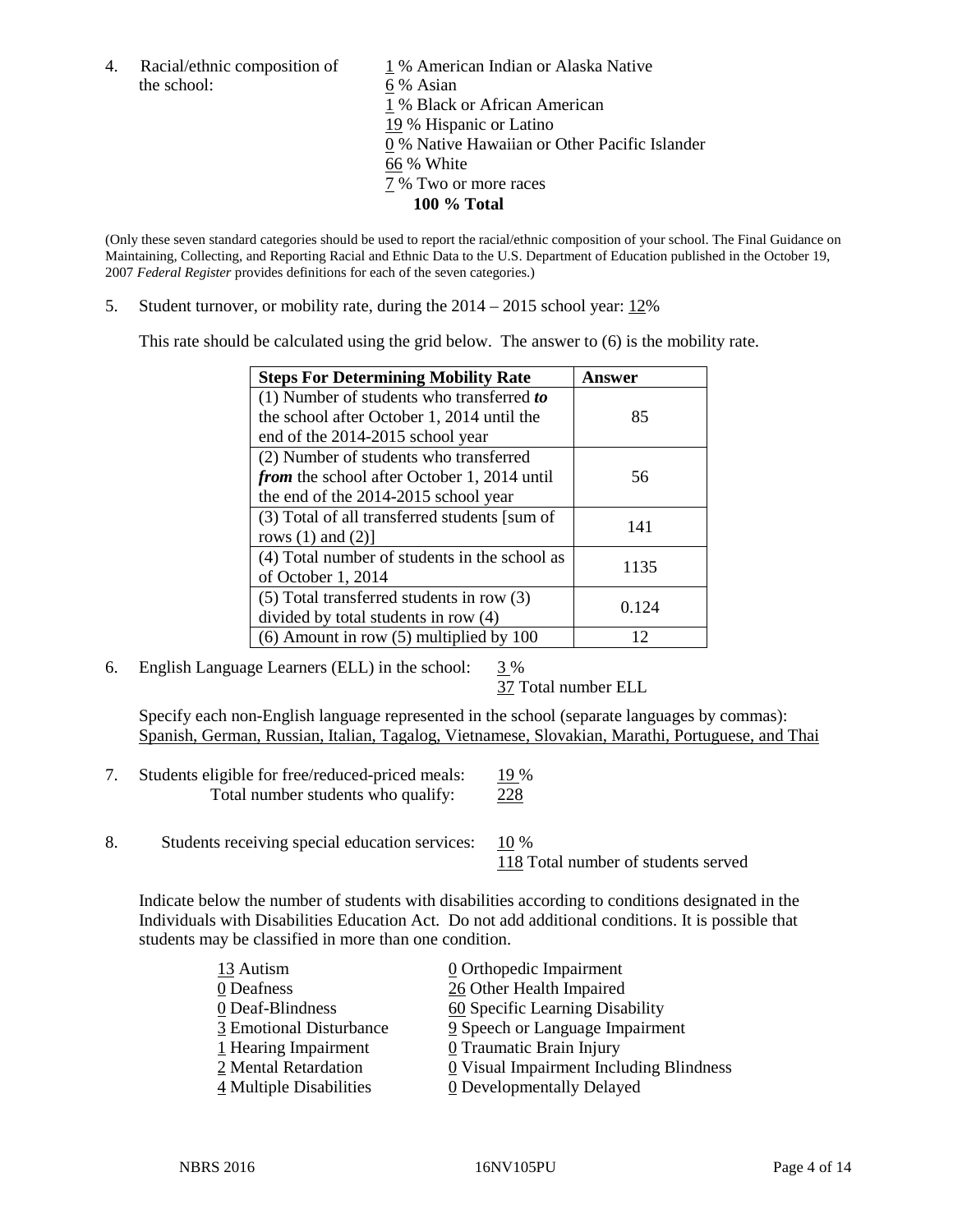4. Racial/ethnic composition of the school:

1 % American Indian or Alaska Native
6 % Asian
1 % Black or African American
19 % Hispanic or Latino
0 % Native Hawaiian or Other Pacific Islander
66 % White
7 % Two or more races
**100 % Total**

(Only these seven standard categories should be used to report the racial/ethnic composition of your school. The Final Guidance on Maintaining, Collecting, and Reporting Racial and Ethnic Data to the U.S. Department of Education published in the October 19, 2007 *Federal Register* provides definitions for each of the seven categories.)

5. Student turnover, or mobility rate, during the 2014 – 2015 school year: 12%

This rate should be calculated using the grid below. The answer to (6) is the mobility rate.

| **Steps For Determining Mobility Rate** | **Answer** |
|---|---|
| (1) Number of students who transferred ***to*** the school after October 1, 2014 until the end of the 2014-2015 school year | 85 |
| (2) Number of students who transferred ***from*** the school after October 1, 2014 until the end of the 2014-2015 school year | 56 |
| (3) Total of all transferred students [sum of rows (1) and (2)] | 141 |
| (4) Total number of students in the school as of October 1, 2014 | 1135 |
| (5) Total transferred students in row (3) divided by total students in row (4) | 0.124 |
| (6) Amount in row (5) multiplied by 100 | 12 |

6. English Language Learners (ELL) in the school: 3 %
37 Total number ELL

Specify each non-English language represented in the school (separate languages by commas):
Spanish, German, Russian, Italian, Tagalog, Vietnamese, Slovakian, Marathi, Portuguese, and Thai

7. Students eligible for free/reduced-priced meals: 19 %
Total number students who qualify: 228

8. Students receiving special education services: 10 %
118 Total number of students served

Indicate below the number of students with disabilities according to conditions designated in the Individuals with Disabilities Education Act. Do not add additional conditions. It is possible that students may be classified in more than one condition.

13 Autism
0 Deafness
0 Deaf-Blindness
3 Emotional Disturbance
1 Hearing Impairment
2 Mental Retardation
4 Multiple Disabilities
0 Orthopedic Impairment
26 Other Health Impaired
60 Specific Learning Disability
9 Speech or Language Impairment
0 Traumatic Brain Injury
0 Visual Impairment Including Blindness
0 Developmentally Delayed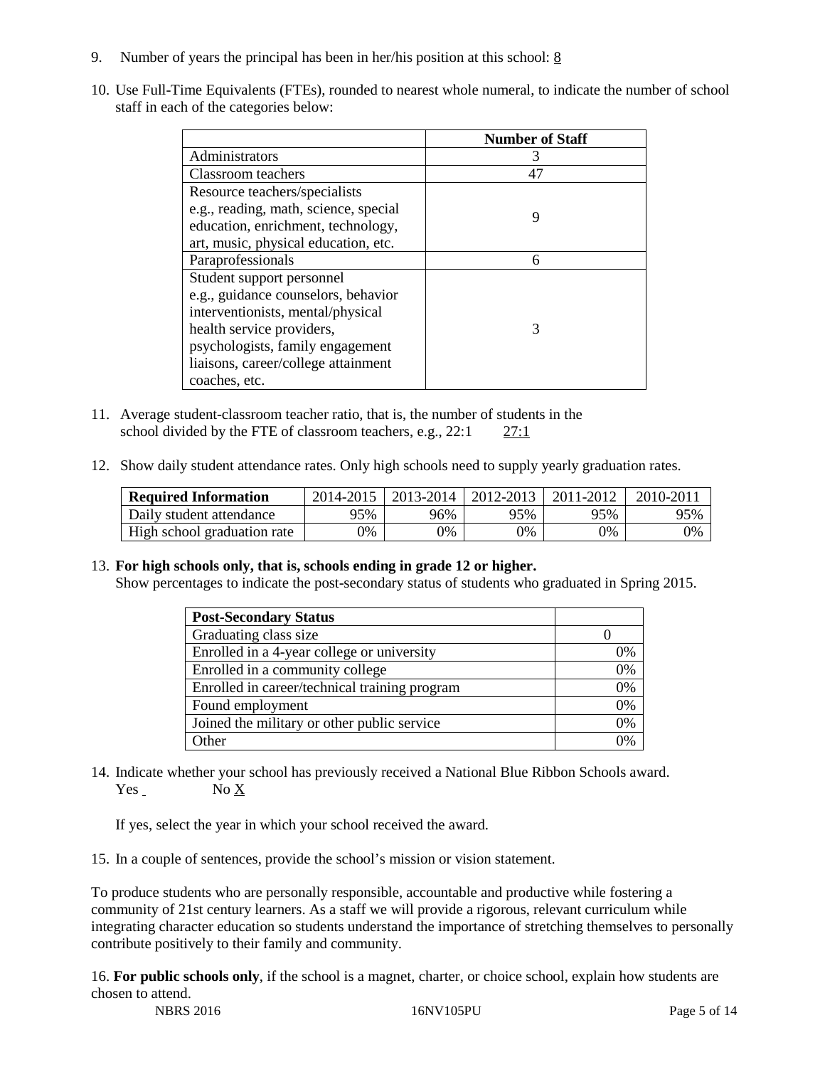9. Number of years the principal has been in her/his position at this school: 8

10. Use Full-Time Equivalents (FTEs), rounded to nearest whole numeral, to indicate the number of school staff in each of the categories below:

| | Number of Staff |
|---|---|
| Administrators | 3 |
| Classroom teachers | 47 |
| Resource teachers/specialists e.g., reading, math, science, special education, enrichment, technology, art, music, physical education, etc. | 9 |
| Paraprofessionals | 6 |
| Student support personnel e.g., guidance counselors, behavior interventionists, mental/physical health service providers, psychologists, family engagement liaisons, career/college attainment coaches, etc. | 3 |

11. Average student-classroom teacher ratio, that is, the number of students in the school divided by the FTE of classroom teachers, e.g., 22:1 27:1

12. Show daily student attendance rates. Only high schools need to supply yearly graduation rates.

| Required Information | 2014-2015 | 2013-2014 | 2012-2013 | 2011-2012 | 2010-2011 |
|---|---|---|---|---|---|
| Daily student attendance | 95% | 96% | 95% | 95% | 95% |
| High school graduation rate | 0% | 0% | 0% | 0% | 0% |

13. **For high schools only, that is, schools ending in grade 12 or higher.**
Show percentages to indicate the post-secondary status of students who graduated in Spring 2015.

| Post-Secondary Status | |
|---|---|
| Graduating class size | 0 |
| Enrolled in a 4-year college or university | 0% |
| Enrolled in a community college | 0% |
| Enrolled in career/technical training program | 0% |
| Found employment | 0% |
| Joined the military or other public service | 0% |
| Other | 0% |

14. Indicate whether your school has previously received a National Blue Ribbon Schools award.
Yes No X

If yes, select the year in which your school received the award.

15. In a couple of sentences, provide the school's mission or vision statement.

To produce students who are personally responsible, accountable and productive while fostering a community of 21st century learners. As a staff we will provide a rigorous, relevant curriculum while integrating character education so students understand the importance of stretching themselves to personally contribute positively to their family and community.

16. **For public schools only**, if the school is a magnet, charter, or choice school, explain how students are chosen to attend.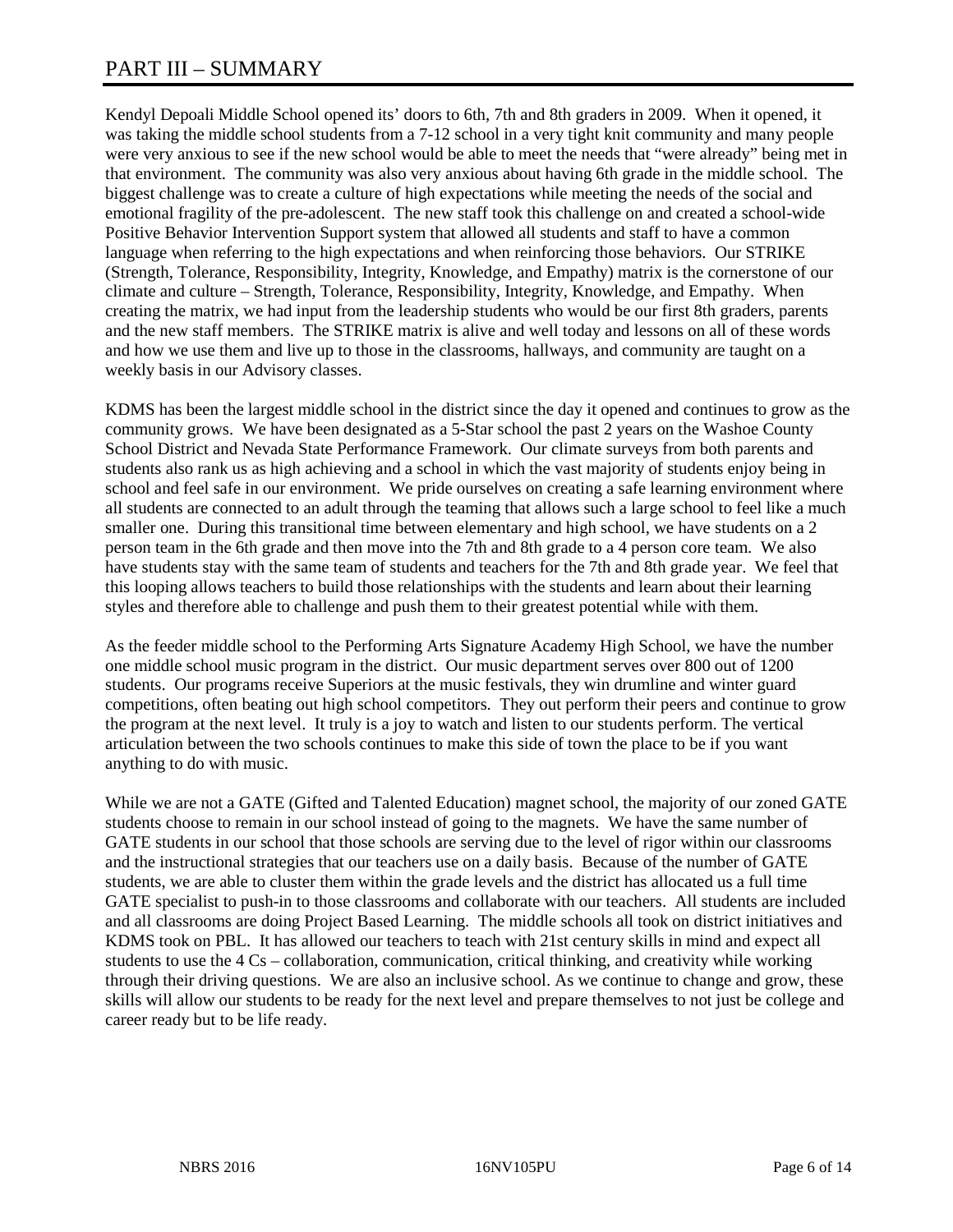# PART III – SUMMARY

Kendyl Depoali Middle School opened its' doors to 6th, 7th and 8th graders in 2009. When it opened, it was taking the middle school students from a 7-12 school in a very tight knit community and many people were very anxious to see if the new school would be able to meet the needs that "were already" being met in that environment. The community was also very anxious about having 6th grade in the middle school. The biggest challenge was to create a culture of high expectations while meeting the needs of the social and emotional fragility of the pre-adolescent. The new staff took this challenge on and created a school-wide Positive Behavior Intervention Support system that allowed all students and staff to have a common language when referring to the high expectations and when reinforcing those behaviors. Our STRIKE (Strength, Tolerance, Responsibility, Integrity, Knowledge, and Empathy) matrix is the cornerstone of our climate and culture – Strength, Tolerance, Responsibility, Integrity, Knowledge, and Empathy. When creating the matrix, we had input from the leadership students who would be our first 8th graders, parents and the new staff members. The STRIKE matrix is alive and well today and lessons on all of these words and how we use them and live up to those in the classrooms, hallways, and community are taught on a weekly basis in our Advisory classes.

KDMS has been the largest middle school in the district since the day it opened and continues to grow as the community grows. We have been designated as a 5-Star school the past 2 years on the Washoe County School District and Nevada State Performance Framework. Our climate surveys from both parents and students also rank us as high achieving and a school in which the vast majority of students enjoy being in school and feel safe in our environment. We pride ourselves on creating a safe learning environment where all students are connected to an adult through the teaming that allows such a large school to feel like a much smaller one. During this transitional time between elementary and high school, we have students on a 2 person team in the 6th grade and then move into the 7th and 8th grade to a 4 person core team. We also have students stay with the same team of students and teachers for the 7th and 8th grade year. We feel that this looping allows teachers to build those relationships with the students and learn about their learning styles and therefore able to challenge and push them to their greatest potential while with them.

As the feeder middle school to the Performing Arts Signature Academy High School, we have the number one middle school music program in the district. Our music department serves over 800 out of 1200 students. Our programs receive Superiors at the music festivals, they win drumline and winter guard competitions, often beating out high school competitors. They out perform their peers and continue to grow the program at the next level. It truly is a joy to watch and listen to our students perform. The vertical articulation between the two schools continues to make this side of town the place to be if you want anything to do with music.

While we are not a GATE (Gifted and Talented Education) magnet school, the majority of our zoned GATE students choose to remain in our school instead of going to the magnets. We have the same number of GATE students in our school that those schools are serving due to the level of rigor within our classrooms and the instructional strategies that our teachers use on a daily basis. Because of the number of GATE students, we are able to cluster them within the grade levels and the district has allocated us a full time GATE specialist to push-in to those classrooms and collaborate with our teachers. All students are included and all classrooms are doing Project Based Learning. The middle schools all took on district initiatives and KDMS took on PBL. It has allowed our teachers to teach with 21st century skills in mind and expect all students to use the 4 Cs – collaboration, communication, critical thinking, and creativity while working through their driving questions. We are also an inclusive school. As we continue to change and grow, these skills will allow our students to be ready for the next level and prepare themselves to not just be college and career ready but to be life ready.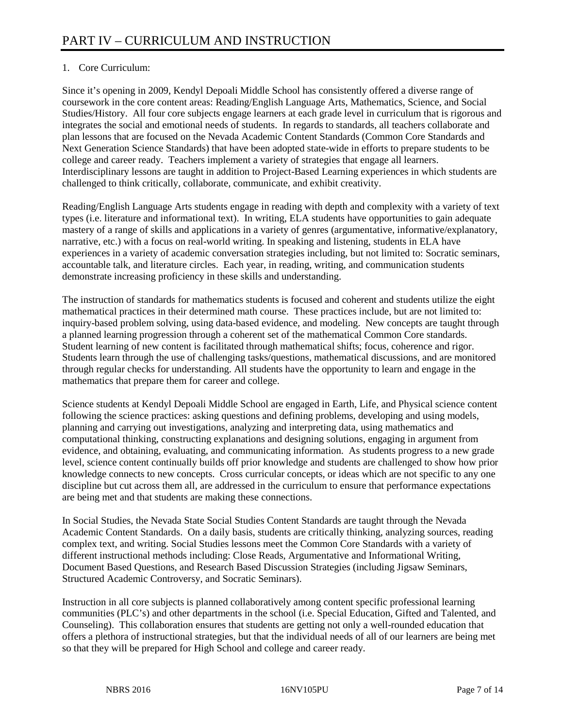# PART IV – CURRICULUM AND INSTRUCTION

1. Core Curriculum:

Since it's opening in 2009, Kendyl Depoali Middle School has consistently offered a diverse range of coursework in the core content areas: Reading/English Language Arts, Mathematics, Science, and Social Studies/History. All four core subjects engage learners at each grade level in curriculum that is rigorous and integrates the social and emotional needs of students. In regards to standards, all teachers collaborate and plan lessons that are focused on the Nevada Academic Content Standards (Common Core Standards and Next Generation Science Standards) that have been adopted state-wide in efforts to prepare students to be college and career ready. Teachers implement a variety of strategies that engage all learners. Interdisciplinary lessons are taught in addition to Project-Based Learning experiences in which students are challenged to think critically, collaborate, communicate, and exhibit creativity.

Reading/English Language Arts students engage in reading with depth and complexity with a variety of text types (i.e. literature and informational text). In writing, ELA students have opportunities to gain adequate mastery of a range of skills and applications in a variety of genres (argumentative, informative/explanatory, narrative, etc.) with a focus on real-world writing. In speaking and listening, students in ELA have experiences in a variety of academic conversation strategies including, but not limited to: Socratic seminars, accountable talk, and literature circles. Each year, in reading, writing, and communication students demonstrate increasing proficiency in these skills and understanding.

The instruction of standards for mathematics students is focused and coherent and students utilize the eight mathematical practices in their determined math course. These practices include, but are not limited to: inquiry-based problem solving, using data-based evidence, and modeling. New concepts are taught through a planned learning progression through a coherent set of the mathematical Common Core standards. Student learning of new content is facilitated through mathematical shifts; focus, coherence and rigor. Students learn through the use of challenging tasks/questions, mathematical discussions, and are monitored through regular checks for understanding. All students have the opportunity to learn and engage in the mathematics that prepare them for career and college.

Science students at Kendyl Depoali Middle School are engaged in Earth, Life, and Physical science content following the science practices: asking questions and defining problems, developing and using models, planning and carrying out investigations, analyzing and interpreting data, using mathematics and computational thinking, constructing explanations and designing solutions, engaging in argument from evidence, and obtaining, evaluating, and communicating information. As students progress to a new grade level, science content continually builds off prior knowledge and students are challenged to show how prior knowledge connects to new concepts. Cross curricular concepts, or ideas which are not specific to any one discipline but cut across them all, are addressed in the curriculum to ensure that performance expectations are being met and that students are making these connections.

In Social Studies, the Nevada State Social Studies Content Standards are taught through the Nevada Academic Content Standards. On a daily basis, students are critically thinking, analyzing sources, reading complex text, and writing. Social Studies lessons meet the Common Core Standards with a variety of different instructional methods including: Close Reads, Argumentative and Informational Writing, Document Based Questions, and Research Based Discussion Strategies (including Jigsaw Seminars, Structured Academic Controversy, and Socratic Seminars).

Instruction in all core subjects is planned collaboratively among content specific professional learning communities (PLC's) and other departments in the school (i.e. Special Education, Gifted and Talented, and Counseling). This collaboration ensures that students are getting not only a well-rounded education that offers a plethora of instructional strategies, but that the individual needs of all of our learners are being met so that they will be prepared for High School and college and career ready.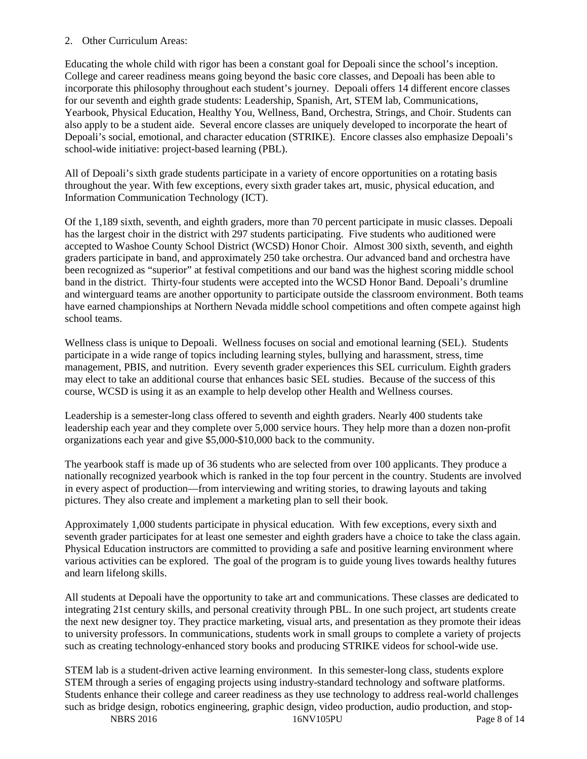2. Other Curriculum Areas:

Educating the whole child with rigor has been a constant goal for Depoali since the school's inception. College and career readiness means going beyond the basic core classes, and Depoali has been able to incorporate this philosophy throughout each student's journey. Depoali offers 14 different encore classes for our seventh and eighth grade students: Leadership, Spanish, Art, STEM lab, Communications, Yearbook, Physical Education, Healthy You, Wellness, Band, Orchestra, Strings, and Choir. Students can also apply to be a student aide. Several encore classes are uniquely developed to incorporate the heart of Depoali's social, emotional, and character education (STRIKE). Encore classes also emphasize Depoali's school-wide initiative: project-based learning (PBL).

All of Depoali's sixth grade students participate in a variety of encore opportunities on a rotating basis throughout the year. With few exceptions, every sixth grader takes art, music, physical education, and Information Communication Technology (ICT).

Of the 1,189 sixth, seventh, and eighth graders, more than 70 percent participate in music classes. Depoali has the largest choir in the district with 297 students participating. Five students who auditioned were accepted to Washoe County School District (WCSD) Honor Choir. Almost 300 sixth, seventh, and eighth graders participate in band, and approximately 250 take orchestra. Our advanced band and orchestra have been recognized as "superior" at festival competitions and our band was the highest scoring middle school band in the district. Thirty-four students were accepted into the WCSD Honor Band. Depoali's drumline and winterguard teams are another opportunity to participate outside the classroom environment. Both teams have earned championships at Northern Nevada middle school competitions and often compete against high school teams.

Wellness class is unique to Depoali. Wellness focuses on social and emotional learning (SEL). Students participate in a wide range of topics including learning styles, bullying and harassment, stress, time management, PBIS, and nutrition. Every seventh grader experiences this SEL curriculum. Eighth graders may elect to take an additional course that enhances basic SEL studies. Because of the success of this course, WCSD is using it as an example to help develop other Health and Wellness courses.

Leadership is a semester-long class offered to seventh and eighth graders. Nearly 400 students take leadership each year and they complete over 5,000 service hours. They help more than a dozen non-profit organizations each year and give $5,000-$10,000 back to the community.

The yearbook staff is made up of 36 students who are selected from over 100 applicants. They produce a nationally recognized yearbook which is ranked in the top four percent in the country. Students are involved in every aspect of production—from interviewing and writing stories, to drawing layouts and taking pictures. They also create and implement a marketing plan to sell their book.

Approximately 1,000 students participate in physical education. With few exceptions, every sixth and seventh grader participates for at least one semester and eighth graders have a choice to take the class again. Physical Education instructors are committed to providing a safe and positive learning environment where various activities can be explored. The goal of the program is to guide young lives towards healthy futures and learn lifelong skills.

All students at Depoali have the opportunity to take art and communications. These classes are dedicated to integrating 21st century skills, and personal creativity through PBL. In one such project, art students create the next new designer toy. They practice marketing, visual arts, and presentation as they promote their ideas to university professors. In communications, students work in small groups to complete a variety of projects such as creating technology-enhanced story books and producing STRIKE videos for school-wide use.

STEM lab is a student-driven active learning environment. In this semester-long class, students explore STEM through a series of engaging projects using industry-standard technology and software platforms. Students enhance their college and career readiness as they use technology to address real-world challenges such as bridge design, robotics engineering, graphic design, video production, audio production, and stop-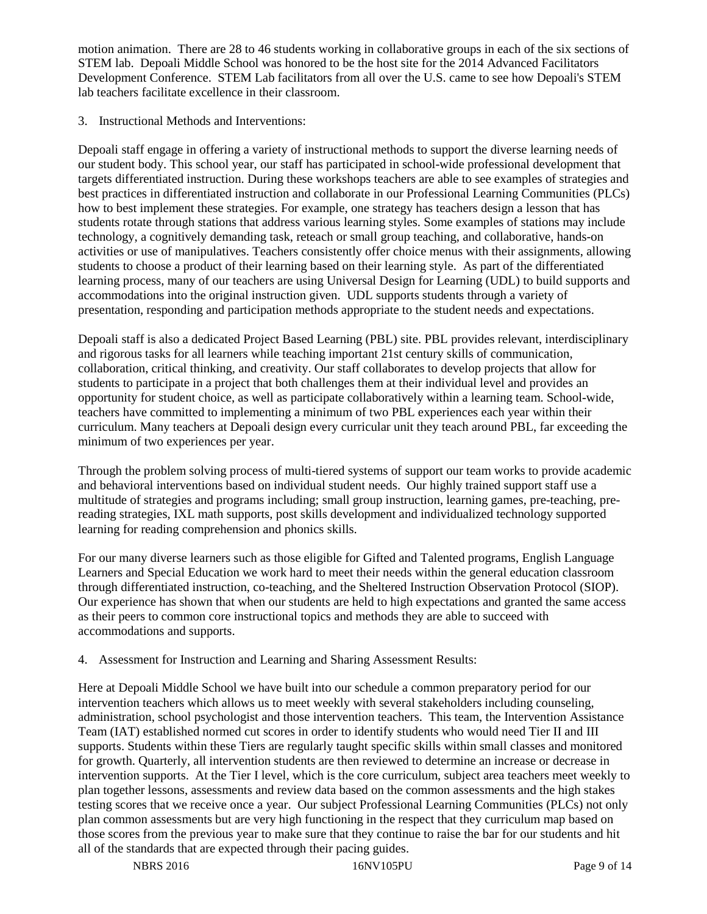motion animation. There are 28 to 46 students working in collaborative groups in each of the six sections of STEM lab. Depoali Middle School was honored to be the host site for the 2014 Advanced Facilitators Development Conference. STEM Lab facilitators from all over the U.S. came to see how Depoali's STEM lab teachers facilitate excellence in their classroom.

3. Instructional Methods and Interventions:

Depoali staff engage in offering a variety of instructional methods to support the diverse learning needs of our student body. This school year, our staff has participated in school-wide professional development that targets differentiated instruction. During these workshops teachers are able to see examples of strategies and best practices in differentiated instruction and collaborate in our Professional Learning Communities (PLCs) how to best implement these strategies. For example, one strategy has teachers design a lesson that has students rotate through stations that address various learning styles. Some examples of stations may include technology, a cognitively demanding task, reteach or small group teaching, and collaborative, hands-on activities or use of manipulatives. Teachers consistently offer choice menus with their assignments, allowing students to choose a product of their learning based on their learning style. As part of the differentiated learning process, many of our teachers are using Universal Design for Learning (UDL) to build supports and accommodations into the original instruction given. UDL supports students through a variety of presentation, responding and participation methods appropriate to the student needs and expectations.

Depoali staff is also a dedicated Project Based Learning (PBL) site. PBL provides relevant, interdisciplinary and rigorous tasks for all learners while teaching important 21st century skills of communication, collaboration, critical thinking, and creativity. Our staff collaborates to develop projects that allow for students to participate in a project that both challenges them at their individual level and provides an opportunity for student choice, as well as participate collaboratively within a learning team. School-wide, teachers have committed to implementing a minimum of two PBL experiences each year within their curriculum. Many teachers at Depoali design every curricular unit they teach around PBL, far exceeding the minimum of two experiences per year.

Through the problem solving process of multi-tiered systems of support our team works to provide academic and behavioral interventions based on individual student needs. Our highly trained support staff use a multitude of strategies and programs including; small group instruction, learning games, pre-teaching, pre-reading strategies, IXL math supports, post skills development and individualized technology supported learning for reading comprehension and phonics skills.

For our many diverse learners such as those eligible for Gifted and Talented programs, English Language Learners and Special Education we work hard to meet their needs within the general education classroom through differentiated instruction, co-teaching, and the Sheltered Instruction Observation Protocol (SIOP). Our experience has shown that when our students are held to high expectations and granted the same access as their peers to common core instructional topics and methods they are able to succeed with accommodations and supports.

4. Assessment for Instruction and Learning and Sharing Assessment Results:

Here at Depoali Middle School we have built into our schedule a common preparatory period for our intervention teachers which allows us to meet weekly with several stakeholders including counseling, administration, school psychologist and those intervention teachers. This team, the Intervention Assistance Team (IAT) established normed cut scores in order to identify students who would need Tier II and III supports. Students within these Tiers are regularly taught specific skills within small classes and monitored for growth. Quarterly, all intervention students are then reviewed to determine an increase or decrease in intervention supports. At the Tier I level, which is the core curriculum, subject area teachers meet weekly to plan together lessons, assessments and review data based on the common assessments and the high stakes testing scores that we receive once a year. Our subject Professional Learning Communities (PLCs) not only plan common assessments but are very high functioning in the respect that they curriculum map based on those scores from the previous year to make sure that they continue to raise the bar for our students and hit all of the standards that are expected through their pacing guides.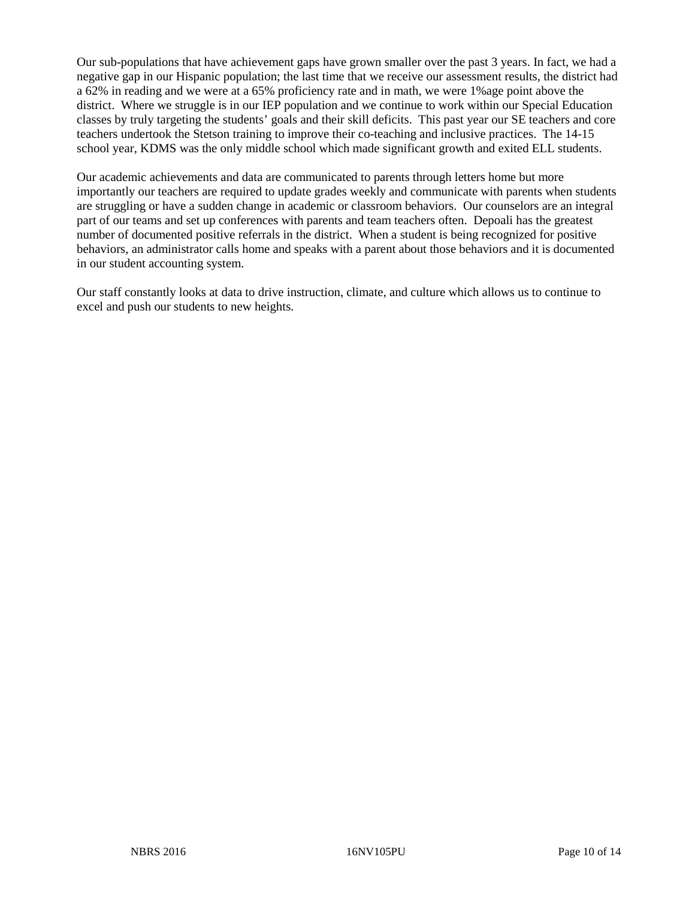Our sub-populations that have achievement gaps have grown smaller over the past 3 years. In fact, we had a negative gap in our Hispanic population; the last time that we receive our assessment results, the district had a 62% in reading and we were at a 65% proficiency rate and in math, we were 1%age point above the district. Where we struggle is in our IEP population and we continue to work within our Special Education classes by truly targeting the students' goals and their skill deficits. This past year our SE teachers and core teachers undertook the Stetson training to improve their co-teaching and inclusive practices. The 14-15 school year, KDMS was the only middle school which made significant growth and exited ELL students.

Our academic achievements and data are communicated to parents through letters home but more importantly our teachers are required to update grades weekly and communicate with parents when students are struggling or have a sudden change in academic or classroom behaviors. Our counselors are an integral part of our teams and set up conferences with parents and team teachers often. Depoali has the greatest number of documented positive referrals in the district. When a student is being recognized for positive behaviors, an administrator calls home and speaks with a parent about those behaviors and it is documented in our student accounting system.

Our staff constantly looks at data to drive instruction, climate, and culture which allows us to continue to excel and push our students to new heights.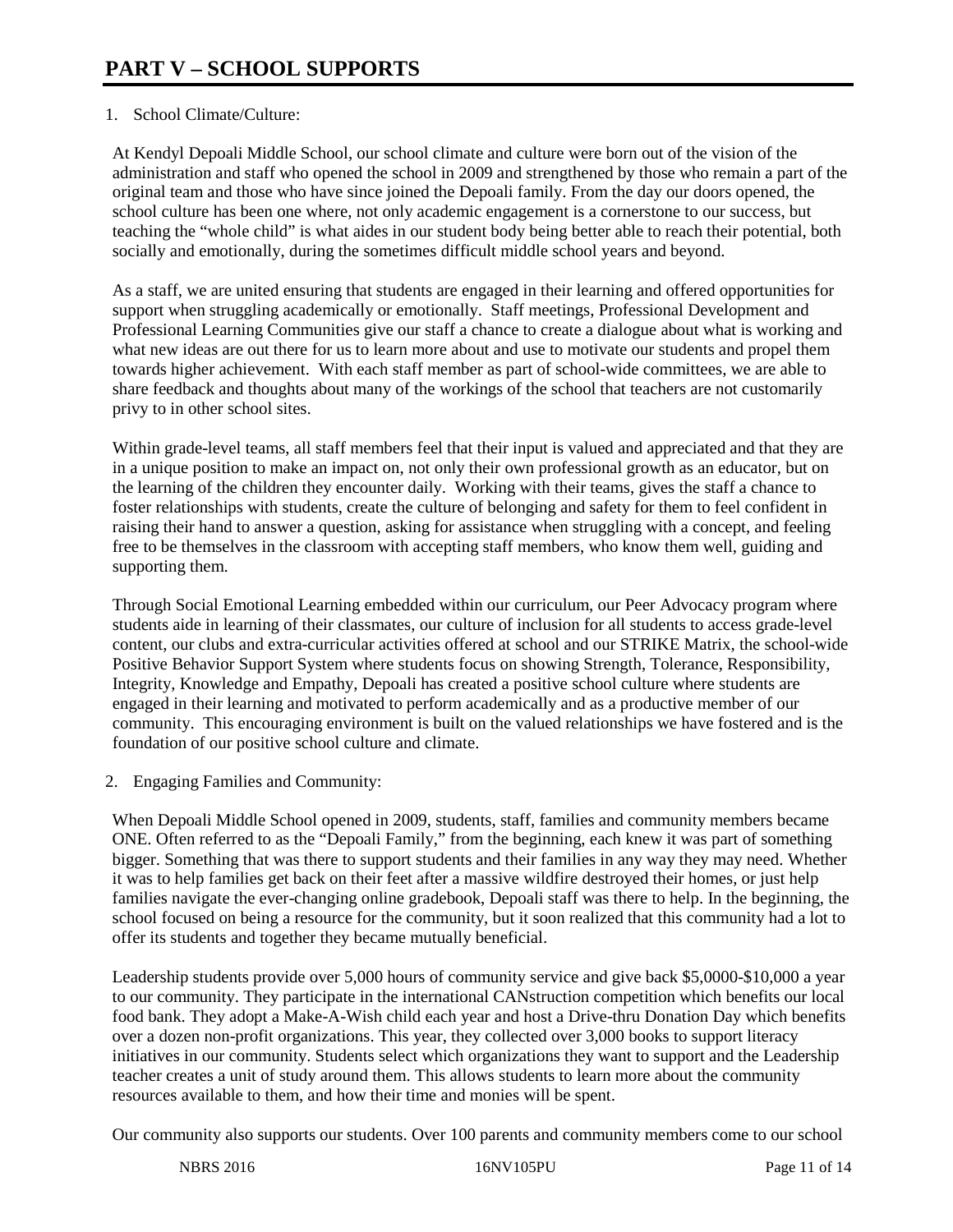# PART V – SCHOOL SUPPORTS

1. School Climate/Culture:

At Kendyl Depoali Middle School, our school climate and culture were born out of the vision of the administration and staff who opened the school in 2009 and strengthened by those who remain a part of the original team and those who have since joined the Depoali family. From the day our doors opened, the school culture has been one where, not only academic engagement is a cornerstone to our success, but teaching the "whole child" is what aides in our student body being better able to reach their potential, both socially and emotionally, during the sometimes difficult middle school years and beyond.

As a staff, we are united ensuring that students are engaged in their learning and offered opportunities for support when struggling academically or emotionally. Staff meetings, Professional Development and Professional Learning Communities give our staff a chance to create a dialogue about what is working and what new ideas are out there for us to learn more about and use to motivate our students and propel them towards higher achievement. With each staff member as part of school-wide committees, we are able to share feedback and thoughts about many of the workings of the school that teachers are not customarily privy to in other school sites.

Within grade-level teams, all staff members feel that their input is valued and appreciated and that they are in a unique position to make an impact on, not only their own professional growth as an educator, but on the learning of the children they encounter daily. Working with their teams, gives the staff a chance to foster relationships with students, create the culture of belonging and safety for them to feel confident in raising their hand to answer a question, asking for assistance when struggling with a concept, and feeling free to be themselves in the classroom with accepting staff members, who know them well, guiding and supporting them.

Through Social Emotional Learning embedded within our curriculum, our Peer Advocacy program where students aide in learning of their classmates, our culture of inclusion for all students to access grade-level content, our clubs and extra-curricular activities offered at school and our STRIKE Matrix, the school-wide Positive Behavior Support System where students focus on showing Strength, Tolerance, Responsibility, Integrity, Knowledge and Empathy, Depoali has created a positive school culture where students are engaged in their learning and motivated to perform academically and as a productive member of our community. This encouraging environment is built on the valued relationships we have fostered and is the foundation of our positive school culture and climate.

2. Engaging Families and Community:

When Depoali Middle School opened in 2009, students, staff, families and community members became ONE. Often referred to as the "Depoali Family," from the beginning, each knew it was part of something bigger. Something that was there to support students and their families in any way they may need. Whether it was to help families get back on their feet after a massive wildfire destroyed their homes, or just help families navigate the ever-changing online gradebook, Depoali staff was there to help. In the beginning, the school focused on being a resource for the community, but it soon realized that this community had a lot to offer its students and together they became mutually beneficial.

Leadership students provide over 5,000 hours of community service and give back $5,0000-$10,000 a year to our community. They participate in the international CANstruction competition which benefits our local food bank. They adopt a Make-A-Wish child each year and host a Drive-thru Donation Day which benefits over a dozen non-profit organizations. This year, they collected over 3,000 books to support literacy initiatives in our community. Students select which organizations they want to support and the Leadership teacher creates a unit of study around them. This allows students to learn more about the community resources available to them, and how their time and monies will be spent.

Our community also supports our students. Over 100 parents and community members come to our school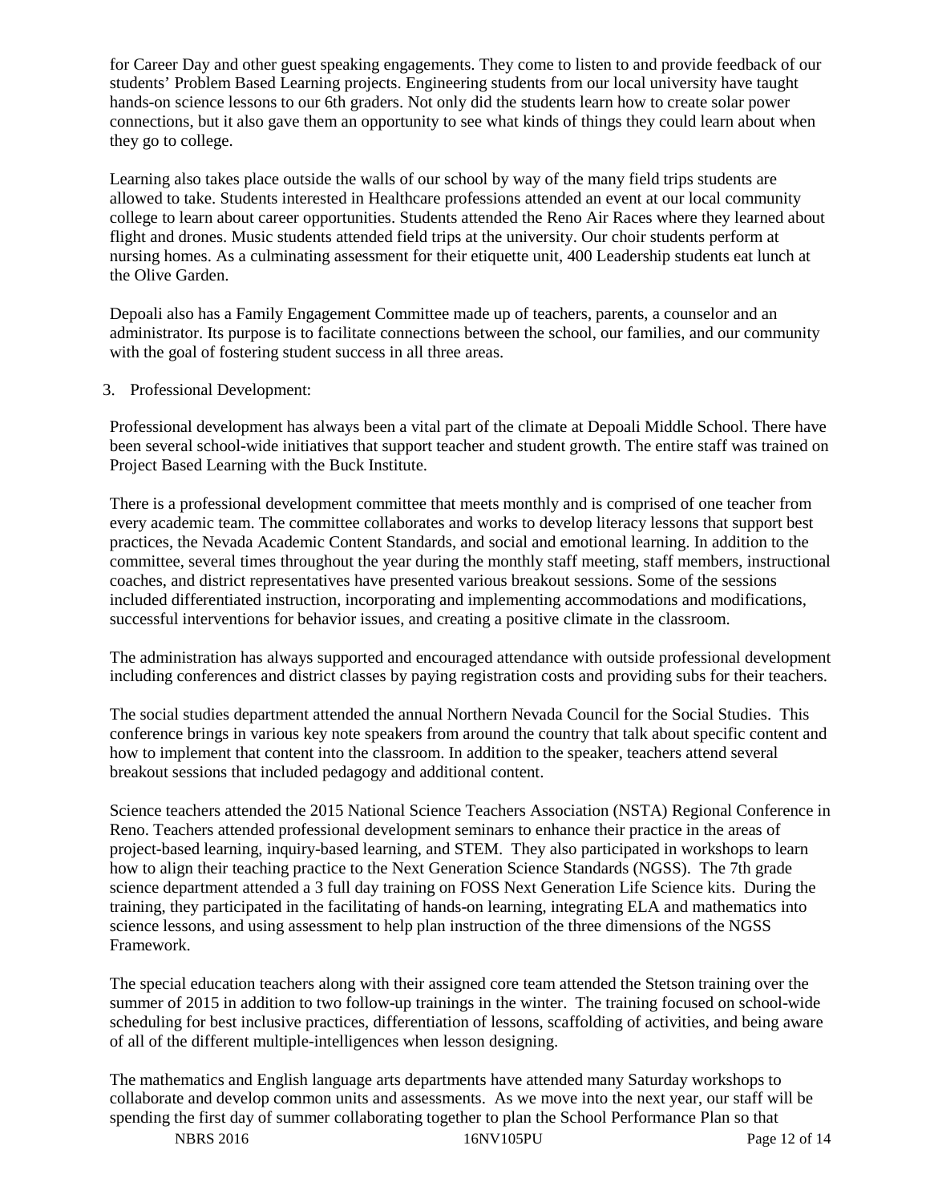for Career Day and other guest speaking engagements. They come to listen to and provide feedback of our students' Problem Based Learning projects. Engineering students from our local university have taught hands-on science lessons to our 6th graders. Not only did the students learn how to create solar power connections, but it also gave them an opportunity to see what kinds of things they could learn about when they go to college.

Learning also takes place outside the walls of our school by way of the many field trips students are allowed to take. Students interested in Healthcare professions attended an event at our local community college to learn about career opportunities. Students attended the Reno Air Races where they learned about flight and drones. Music students attended field trips at the university. Our choir students perform at nursing homes. As a culminating assessment for their etiquette unit, 400 Leadership students eat lunch at the Olive Garden.

Depoali also has a Family Engagement Committee made up of teachers, parents, a counselor and an administrator. Its purpose is to facilitate connections between the school, our families, and our community with the goal of fostering student success in all three areas.

3. Professional Development:

Professional development has always been a vital part of the climate at Depoali Middle School. There have been several school-wide initiatives that support teacher and student growth. The entire staff was trained on Project Based Learning with the Buck Institute.

There is a professional development committee that meets monthly and is comprised of one teacher from every academic team. The committee collaborates and works to develop literacy lessons that support best practices, the Nevada Academic Content Standards, and social and emotional learning. In addition to the committee, several times throughout the year during the monthly staff meeting, staff members, instructional coaches, and district representatives have presented various breakout sessions. Some of the sessions included differentiated instruction, incorporating and implementing accommodations and modifications, successful interventions for behavior issues, and creating a positive climate in the classroom.

The administration has always supported and encouraged attendance with outside professional development including conferences and district classes by paying registration costs and providing subs for their teachers.

The social studies department attended the annual Northern Nevada Council for the Social Studies. This conference brings in various key note speakers from around the country that talk about specific content and how to implement that content into the classroom. In addition to the speaker, teachers attend several breakout sessions that included pedagogy and additional content.

Science teachers attended the 2015 National Science Teachers Association (NSTA) Regional Conference in Reno. Teachers attended professional development seminars to enhance their practice in the areas of project-based learning, inquiry-based learning, and STEM. They also participated in workshops to learn how to align their teaching practice to the Next Generation Science Standards (NGSS). The 7th grade science department attended a 3 full day training on FOSS Next Generation Life Science kits. During the training, they participated in the facilitating of hands-on learning, integrating ELA and mathematics into science lessons, and using assessment to help plan instruction of the three dimensions of the NGSS Framework.

The special education teachers along with their assigned core team attended the Stetson training over the summer of 2015 in addition to two follow-up trainings in the winter. The training focused on school-wide scheduling for best inclusive practices, differentiation of lessons, scaffolding of activities, and being aware of all of the different multiple-intelligences when lesson designing.

The mathematics and English language arts departments have attended many Saturday workshops to collaborate and develop common units and assessments. As we move into the next year, our staff will be spending the first day of summer collaborating together to plan the School Performance Plan so that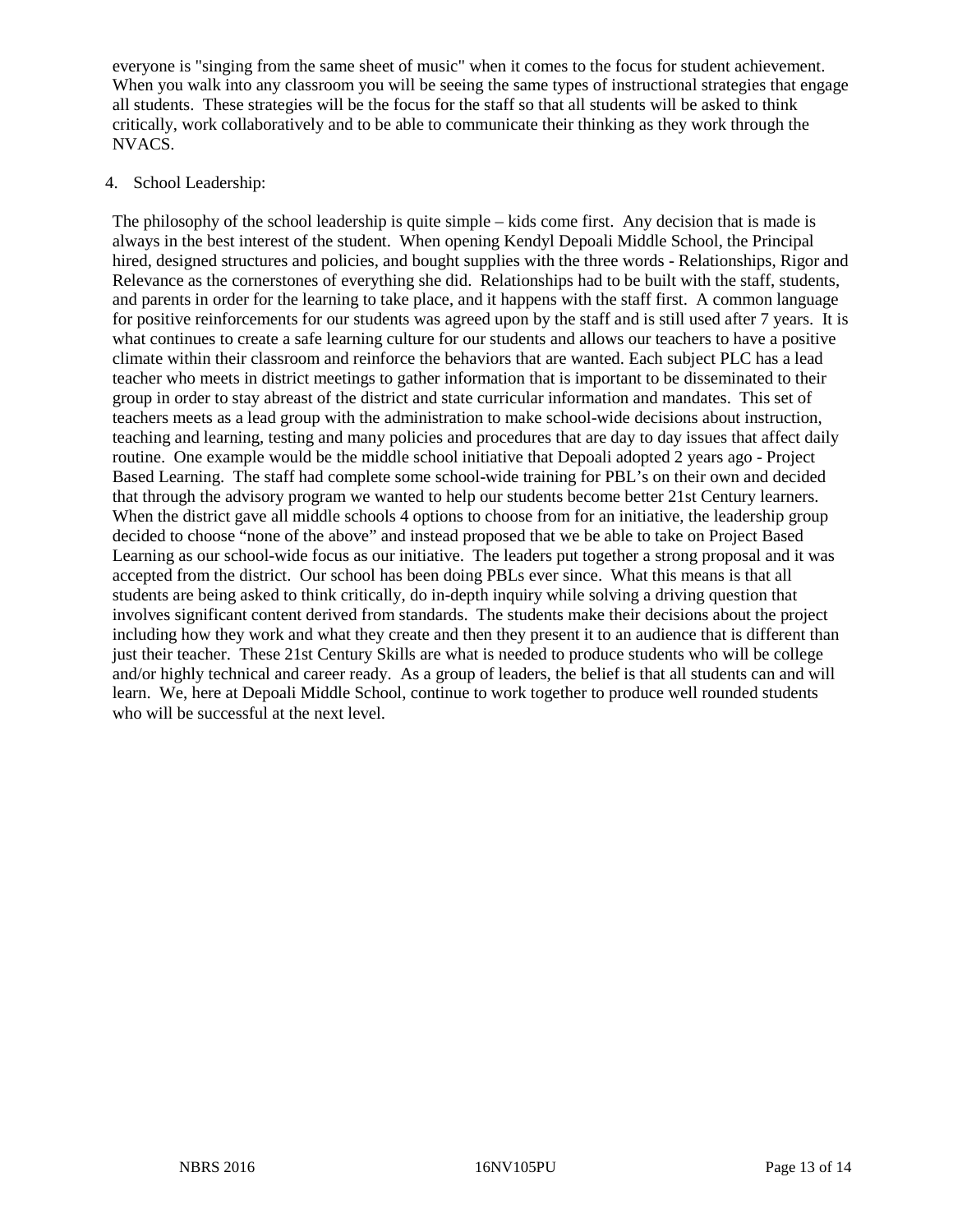everyone is "singing from the same sheet of music" when it comes to the focus for student achievement. When you walk into any classroom you will be seeing the same types of instructional strategies that engage all students. These strategies will be the focus for the staff so that all students will be asked to think critically, work collaboratively and to be able to communicate their thinking as they work through the NVACS.

4. School Leadership:

The philosophy of the school leadership is quite simple – kids come first. Any decision that is made is always in the best interest of the student. When opening Kendyl Depoali Middle School, the Principal hired, designed structures and policies, and bought supplies with the three words - Relationships, Rigor and Relevance as the cornerstones of everything she did. Relationships had to be built with the staff, students, and parents in order for the learning to take place, and it happens with the staff first. A common language for positive reinforcements for our students was agreed upon by the staff and is still used after 7 years. It is what continues to create a safe learning culture for our students and allows our teachers to have a positive climate within their classroom and reinforce the behaviors that are wanted. Each subject PLC has a lead teacher who meets in district meetings to gather information that is important to be disseminated to their group in order to stay abreast of the district and state curricular information and mandates. This set of teachers meets as a lead group with the administration to make school-wide decisions about instruction, teaching and learning, testing and many policies and procedures that are day to day issues that affect daily routine. One example would be the middle school initiative that Depoali adopted 2 years ago - Project Based Learning. The staff had complete some school-wide training for PBL's on their own and decided that through the advisory program we wanted to help our students become better 21st Century learners. When the district gave all middle schools 4 options to choose from for an initiative, the leadership group decided to choose "none of the above" and instead proposed that we be able to take on Project Based Learning as our school-wide focus as our initiative. The leaders put together a strong proposal and it was accepted from the district. Our school has been doing PBLs ever since. What this means is that all students are being asked to think critically, do in-depth inquiry while solving a driving question that involves significant content derived from standards. The students make their decisions about the project including how they work and what they create and then they present it to an audience that is different than just their teacher. These 21st Century Skills are what is needed to produce students who will be college and/or highly technical and career ready. As a group of leaders, the belief is that all students can and will learn. We, here at Depoali Middle School, continue to work together to produce well rounded students who will be successful at the next level.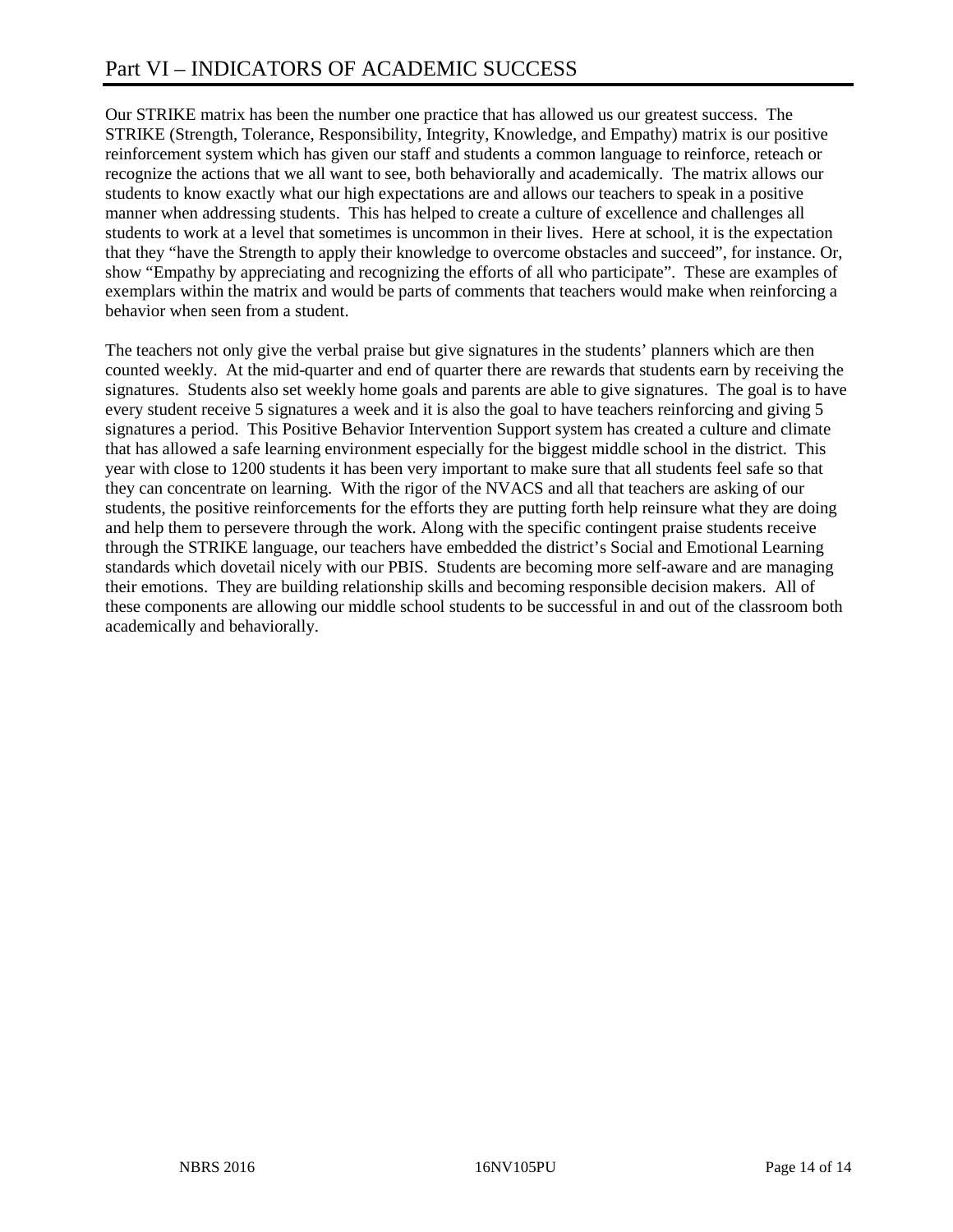# Part VI – INDICATORS OF ACADEMIC SUCCESS

Our STRIKE matrix has been the number one practice that has allowed us our greatest success. The STRIKE (Strength, Tolerance, Responsibility, Integrity, Knowledge, and Empathy) matrix is our positive reinforcement system which has given our staff and students a common language to reinforce, reteach or recognize the actions that we all want to see, both behaviorally and academically. The matrix allows our students to know exactly what our high expectations are and allows our teachers to speak in a positive manner when addressing students. This has helped to create a culture of excellence and challenges all students to work at a level that sometimes is uncommon in their lives. Here at school, it is the expectation that they "have the Strength to apply their knowledge to overcome obstacles and succeed", for instance. Or, show "Empathy by appreciating and recognizing the efforts of all who participate". These are examples of exemplars within the matrix and would be parts of comments that teachers would make when reinforcing a behavior when seen from a student.

The teachers not only give the verbal praise but give signatures in the students' planners which are then counted weekly. At the mid-quarter and end of quarter there are rewards that students earn by receiving the signatures. Students also set weekly home goals and parents are able to give signatures. The goal is to have every student receive 5 signatures a week and it is also the goal to have teachers reinforcing and giving 5 signatures a period. This Positive Behavior Intervention Support system has created a culture and climate that has allowed a safe learning environment especially for the biggest middle school in the district. This year with close to 1200 students it has been very important to make sure that all students feel safe so that they can concentrate on learning. With the rigor of the NVACS and all that teachers are asking of our students, the positive reinforcements for the efforts they are putting forth help reinsure what they are doing and help them to persevere through the work. Along with the specific contingent praise students receive through the STRIKE language, our teachers have embedded the district's Social and Emotional Learning standards which dovetail nicely with our PBIS. Students are becoming more self-aware and are managing their emotions. They are building relationship skills and becoming responsible decision makers. All of these components are allowing our middle school students to be successful in and out of the classroom both academically and behaviorally.